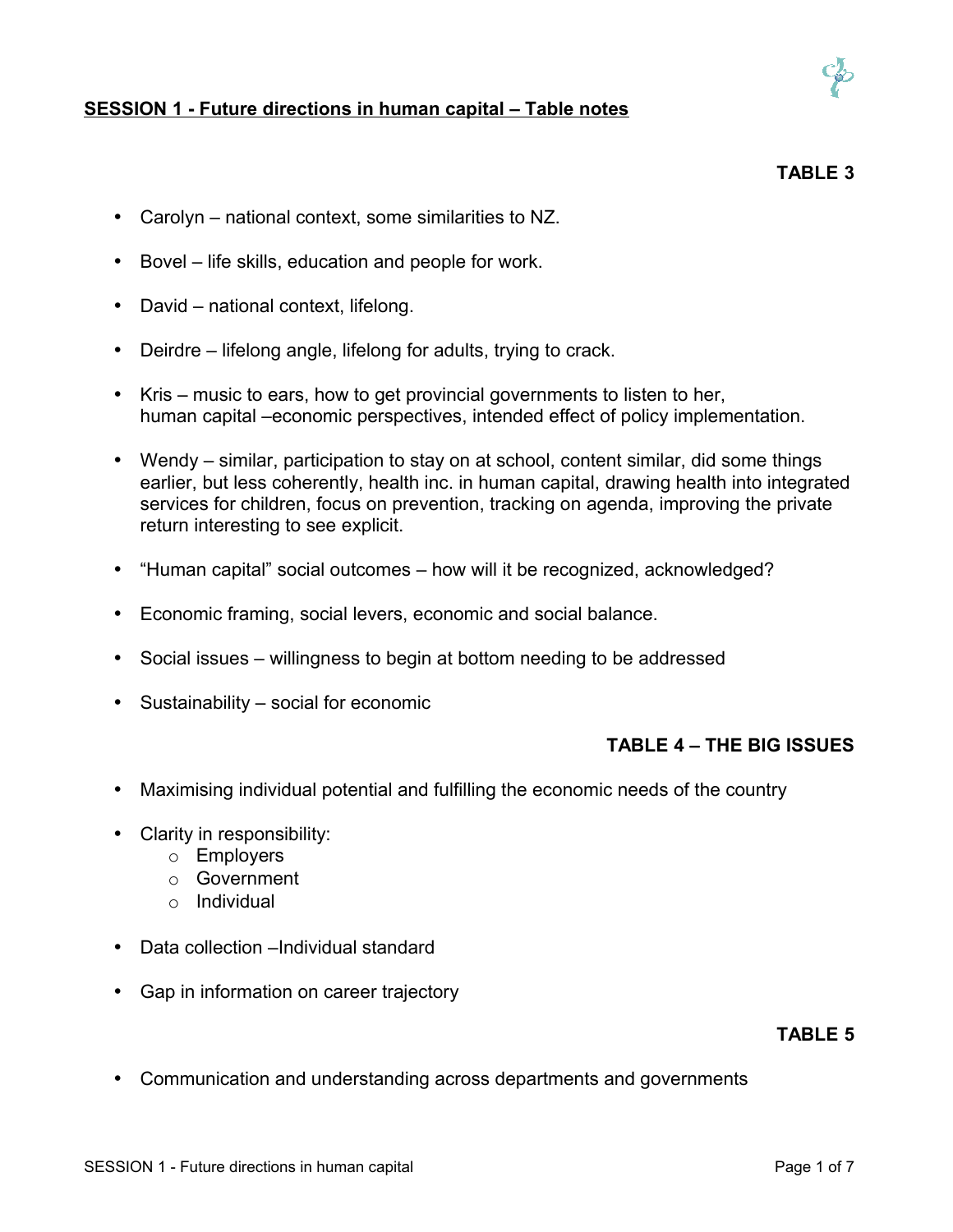## SESSION 1 - Future directions in human capital – Table notes

### TABLE 3

- Carolyn – national context, some similarities to NZ.
- Bovel – life skills, education and people for work.
- David – national context, lifelong.
- Deirdre – lifelong angle, lifelong for adults, trying to crack.
- Kris – music to ears, how to get provincial governments to listen to her, human capital –economic perspectives, intended effect of policy implementation.
- Wendy – similar, participation to stay on at school, content similar, did some things earlier, but less coherently, health inc. in human capital, drawing health into integrated services for children, focus on prevention, tracking on agenda, improving the private return interesting to see explicit.
- "Human capital" social outcomes – how will it be recognized, acknowledged?
- Economic framing, social levers, economic and social balance.
- Social issues – willingness to begin at bottom needing to be addressed
- Sustainability – social for economic

### TABLE 4 – THE BIG ISSUES

- Maximising individual potential and fulfilling the economic needs of the country
- Clarity in responsibility:
  - Employers
  - Government
  - Individual
- Data collection –Individual standard
- Gap in information on career trajectory

### TABLE 5

- Communication and understanding across departments and governments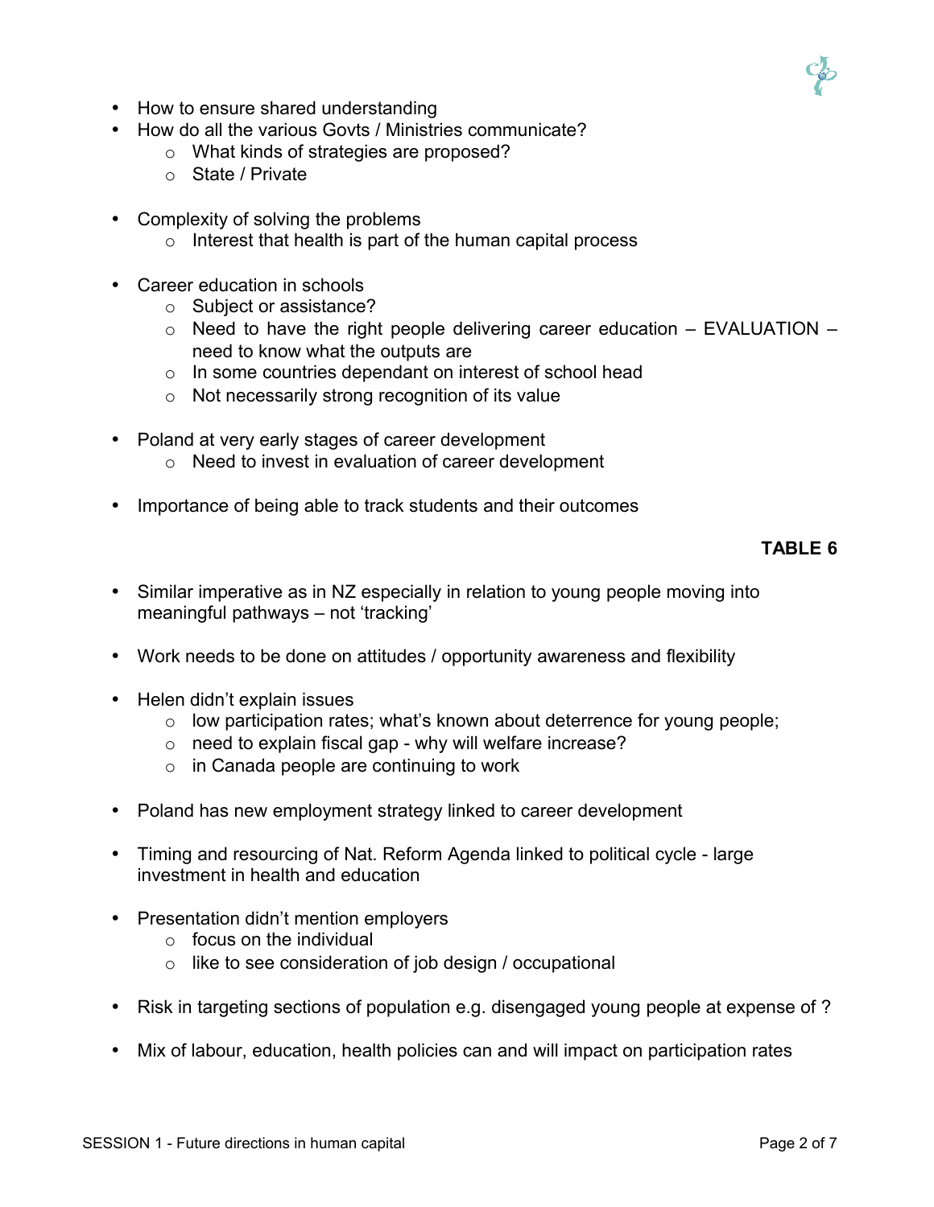- How to ensure shared understanding
- How do all the various Govts / Ministries communicate?
    - What kinds of strategies are proposed?
    - State / Private

- Complexity of solving the problems
    - Interest that health is part of the human capital process

- Career education in schools
    - Subject or assistance?
    - Need to have the right people delivering career education – EVALUATION – need to know what the outputs are
    - In some countries dependant on interest of school head
    - Not necessarily strong recognition of its value

- Poland at very early stages of career development
    - Need to invest in evaluation of career development

- Importance of being able to track students and their outcomes

**TABLE 6**

- Similar imperative as in NZ especially in relation to young people moving into meaningful pathways – not 'tracking'

- Work needs to be done on attitudes / opportunity awareness and flexibility

- Helen didn't explain issues
    - low participation rates; what's known about deterrence for young people;
    - need to explain fiscal gap - why will welfare increase?
    - in Canada people are continuing to work

- Poland has new employment strategy linked to career development

- Timing and resourcing of Nat. Reform Agenda linked to political cycle - large investment in health and education

- Presentation didn't mention employers
    - focus on the individual
    - like to see consideration of job design / occupational

- Risk in targeting sections of population e.g. disengaged young people at expense of ?

- Mix of labour, education, health policies can and will impact on participation rates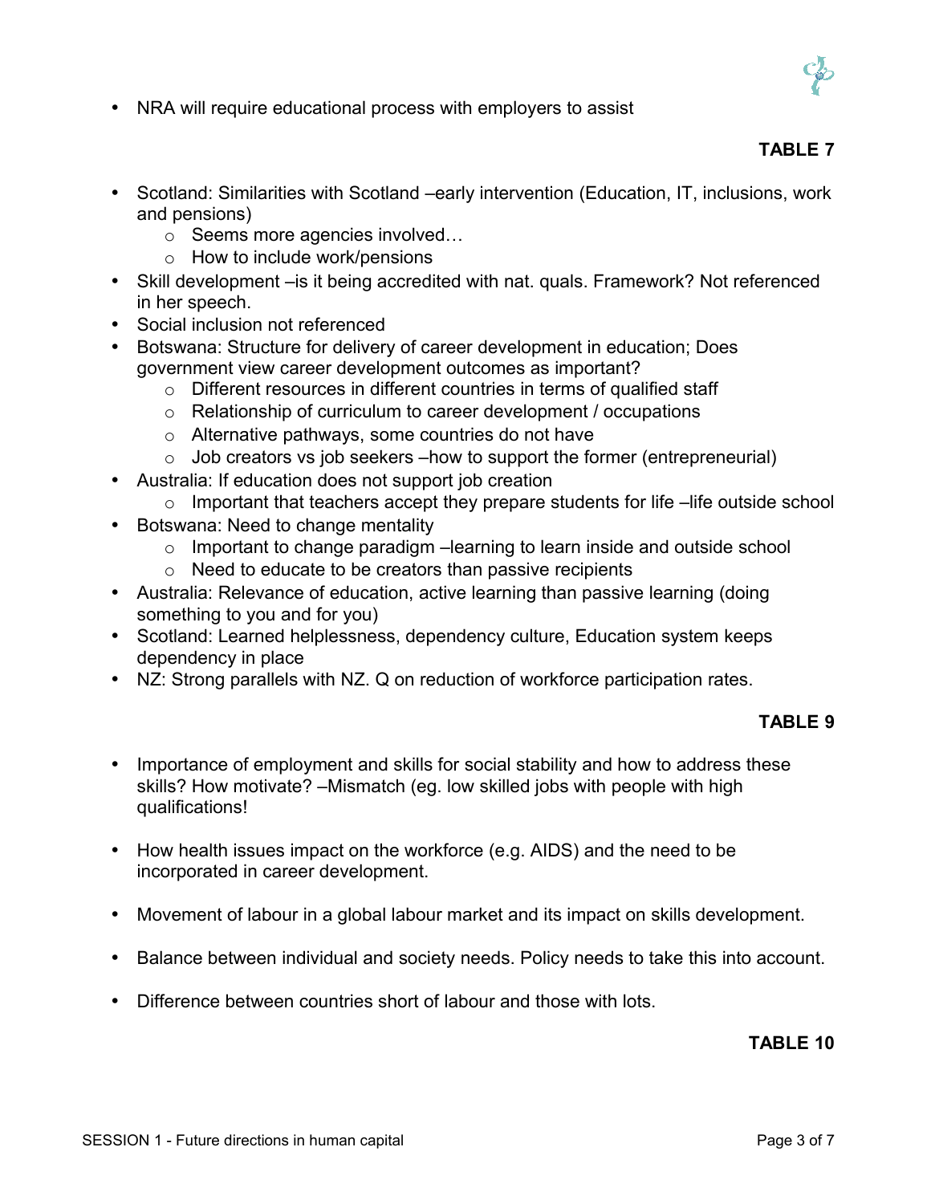- NRA will require educational process with employers to assist

**TABLE 7**

- Scotland: Similarities with Scotland –early intervention (Education, IT, inclusions, work and pensions)
    - Seems more agencies involved…
    - How to include work/pensions
- Skill development –is it being accredited with nat. quals. Framework? Not referenced in her speech.
- Social inclusion not referenced
- Botswana: Structure for delivery of career development in education; Does government view career development outcomes as important?
    - Different resources in different countries in terms of qualified staff
    - Relationship of curriculum to career development / occupations
    - Alternative pathways, some countries do not have
    - Job creators vs job seekers –how to support the former (entrepreneurial)
- Australia: If education does not support job creation
    - Important that teachers accept they prepare students for life –life outside school
- Botswana: Need to change mentality
    - Important to change paradigm –learning to learn inside and outside school
    - Need to educate to be creators than passive recipients
- Australia: Relevance of education, active learning than passive learning (doing something to you and for you)
- Scotland: Learned helplessness, dependency culture, Education system keeps dependency in place
- NZ: Strong parallels with NZ. Q on reduction of workforce participation rates.

**TABLE 9**

- Importance of employment and skills for social stability and how to address these skills? How motivate? –Mismatch (eg. low skilled jobs with people with high qualifications!

- How health issues impact on the workforce (e.g. AIDS) and the need to be incorporated in career development.

- Movement of labour in a global labour market and its impact on skills development.

- Balance between individual and society needs. Policy needs to take this into account.

- Difference between countries short of labour and those with lots.

**TABLE 10**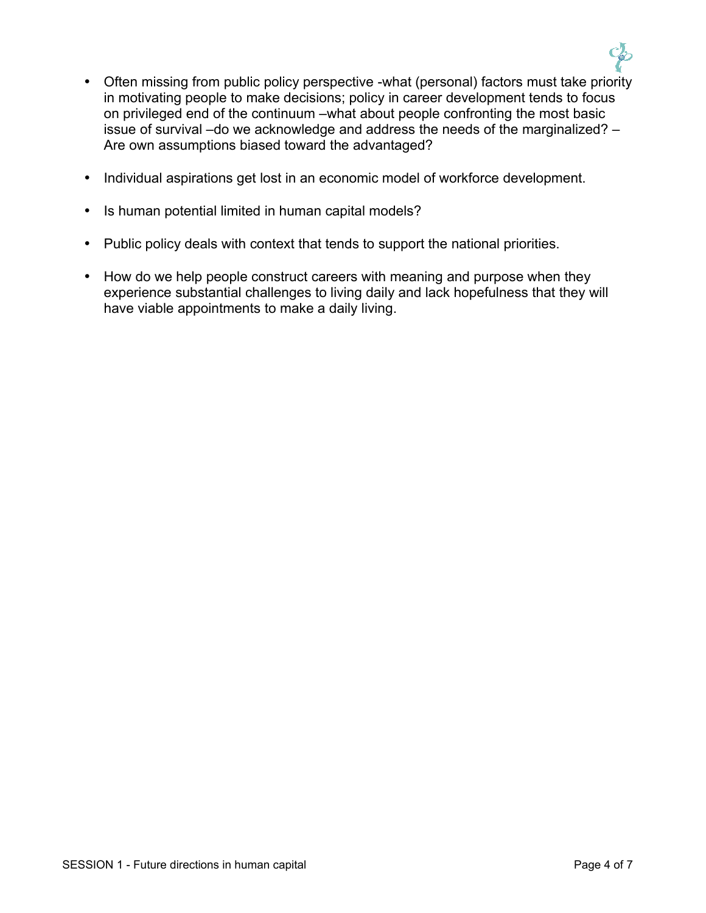- Often missing from public policy perspective -what (personal) factors must take priority in motivating people to make decisions; policy in career development tends to focus on privileged end of the continuum –what about people confronting the most basic issue of survival –do we acknowledge and address the needs of the marginalized? – Are own assumptions biased toward the advantaged?

- Individual aspirations get lost in an economic model of workforce development.

- Is human potential limited in human capital models?

- Public policy deals with context that tends to support the national priorities.

- How do we help people construct careers with meaning and purpose when they experience substantial challenges to living daily and lack hopefulness that they will have viable appointments to make a daily living.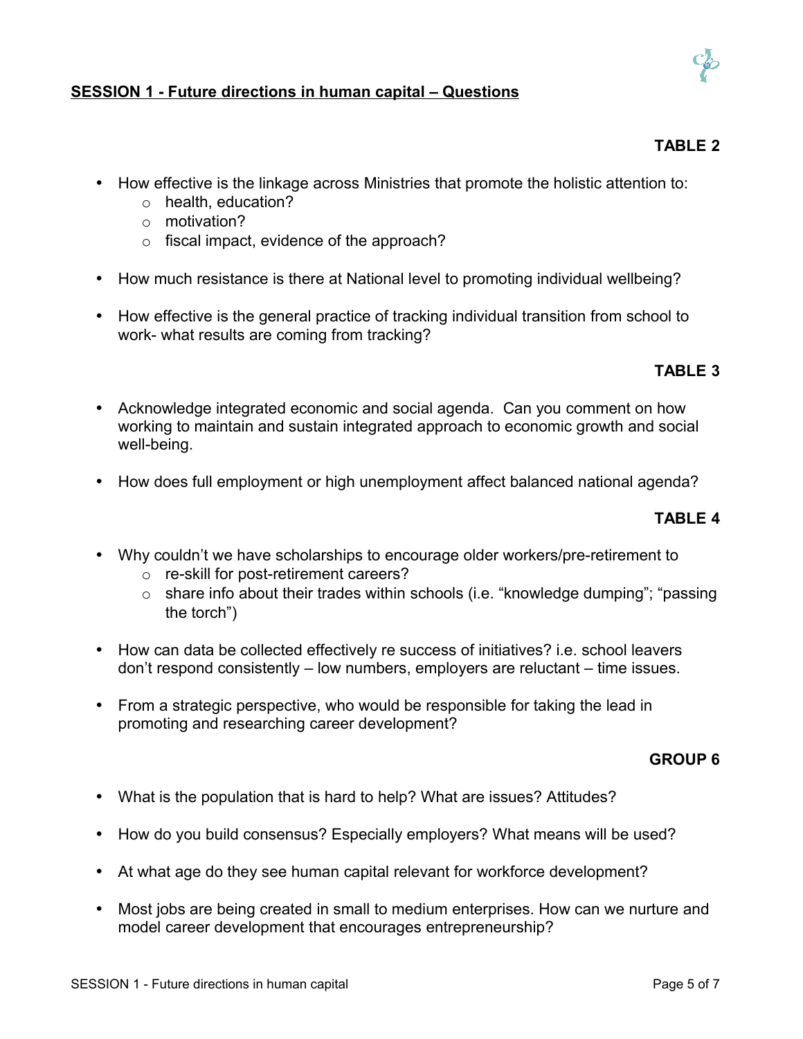## SESSION 1 - Future directions in human capital – Questions

**TABLE 2**

- How effective is the linkage across Ministries that promote the holistic attention to:
  - health, education?
  - motivation?
  - fiscal impact, evidence of the approach?
- How much resistance is there at National level to promoting individual wellbeing?
- How effective is the general practice of tracking individual transition from school to work- what results are coming from tracking?

**TABLE 3**

- Acknowledge integrated economic and social agenda. Can you comment on how working to maintain and sustain integrated approach to economic growth and social well-being.
- How does full employment or high unemployment affect balanced national agenda?

**TABLE 4**

- Why couldn't we have scholarships to encourage older workers/pre-retirement to
  - re-skill for post-retirement careers?
  - share info about their trades within schools (i.e. "knowledge dumping"; "passing the torch")
- How can data be collected effectively re success of initiatives? i.e. school leavers don't respond consistently – low numbers, employers are reluctant – time issues.
- From a strategic perspective, who would be responsible for taking the lead in promoting and researching career development?

**GROUP 6**

- What is the population that is hard to help? What are issues? Attitudes?
- How do you build consensus? Especially employers? What means will be used?
- At what age do they see human capital relevant for workforce development?
- Most jobs are being created in small to medium enterprises. How can we nurture and model career development that encourages entrepreneurship?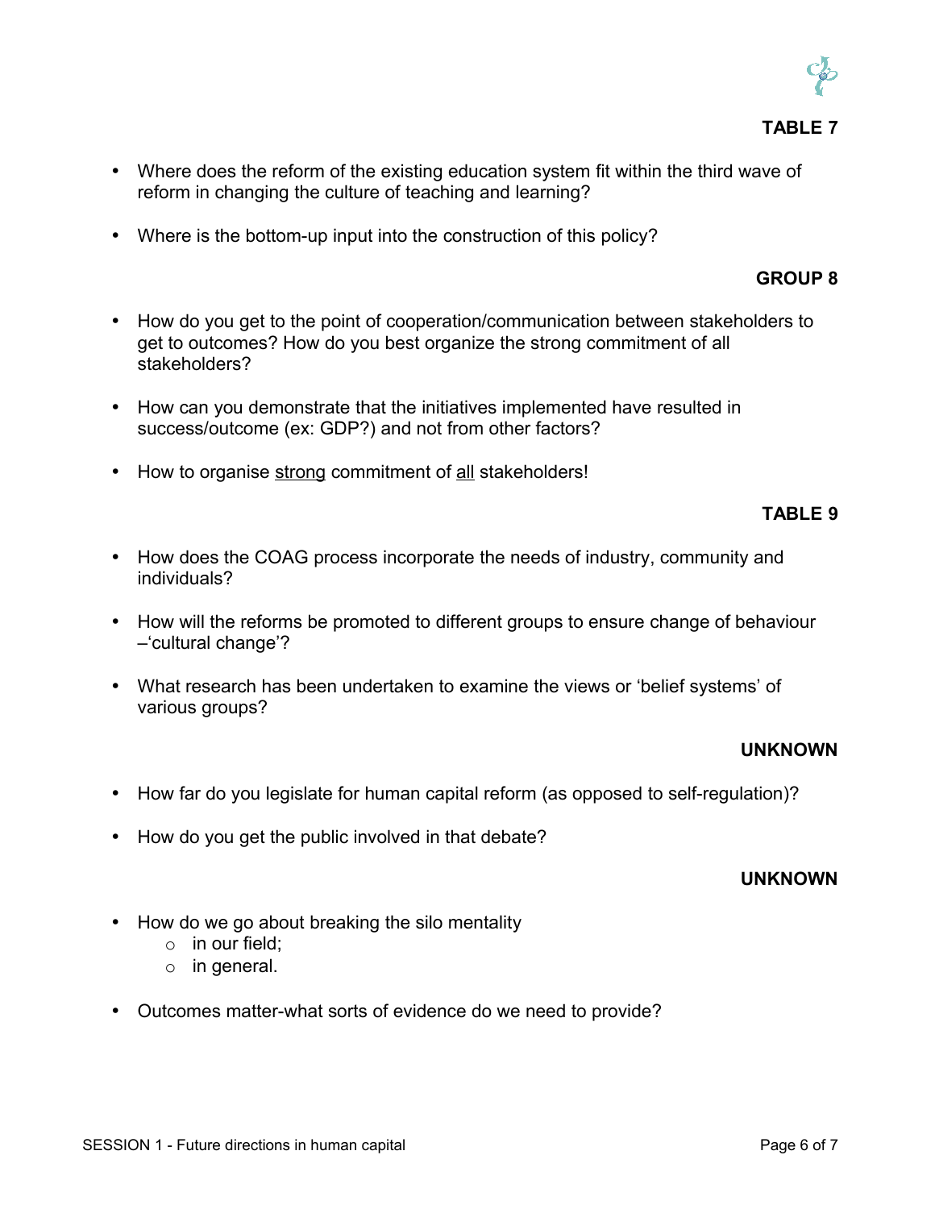### TABLE 7

- Where does the reform of the existing education system fit within the third wave of reform in changing the culture of teaching and learning?
- Where is the bottom-up input into the construction of this policy?

### GROUP 8

- How do you get to the point of cooperation/communication between stakeholders to get to outcomes? How do you best organize the strong commitment of all stakeholders?
- How can you demonstrate that the initiatives implemented have resulted in success/outcome (ex: GDP?) and not from other factors?
- How to organise <u>strong</u> commitment of <u>all</u> stakeholders!

### TABLE 9

- How does the COAG process incorporate the needs of industry, community and individuals?
- How will the reforms be promoted to different groups to ensure change of behaviour –'cultural change'?
- What research has been undertaken to examine the views or 'belief systems' of various groups?

### UNKNOWN

- How far do you legislate for human capital reform (as opposed to self-regulation)?
- How do you get the public involved in that debate?

### UNKNOWN

- How do we go about breaking the silo mentality
  - in our field;
  - in general.
- Outcomes matter-what sorts of evidence do we need to provide?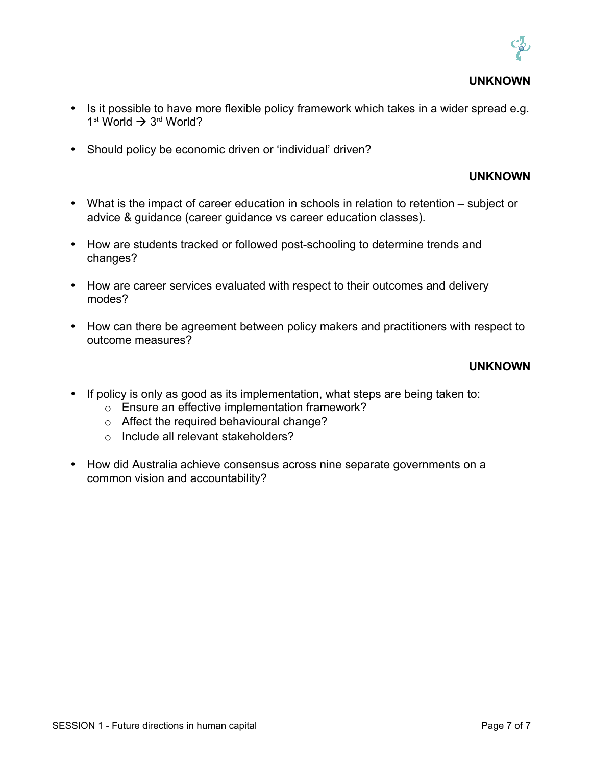**UNKNOWN**

- Is it possible to have more flexible policy framework which takes in a wider spread e.g. 1st World → 3rd World?
- Should policy be economic driven or 'individual' driven?

**UNKNOWN**

- What is the impact of career education in schools in relation to retention – subject or advice & guidance (career guidance vs career education classes).
- How are students tracked or followed post-schooling to determine trends and changes?
- How are career services evaluated with respect to their outcomes and delivery modes?
- How can there be agreement between policy makers and practitioners with respect to outcome measures?

**UNKNOWN**

- If policy is only as good as its implementation, what steps are being taken to:
  - Ensure an effective implementation framework?
  - Affect the required behavioural change?
  - Include all relevant stakeholders?
- How did Australia achieve consensus across nine separate governments on a common vision and accountability?